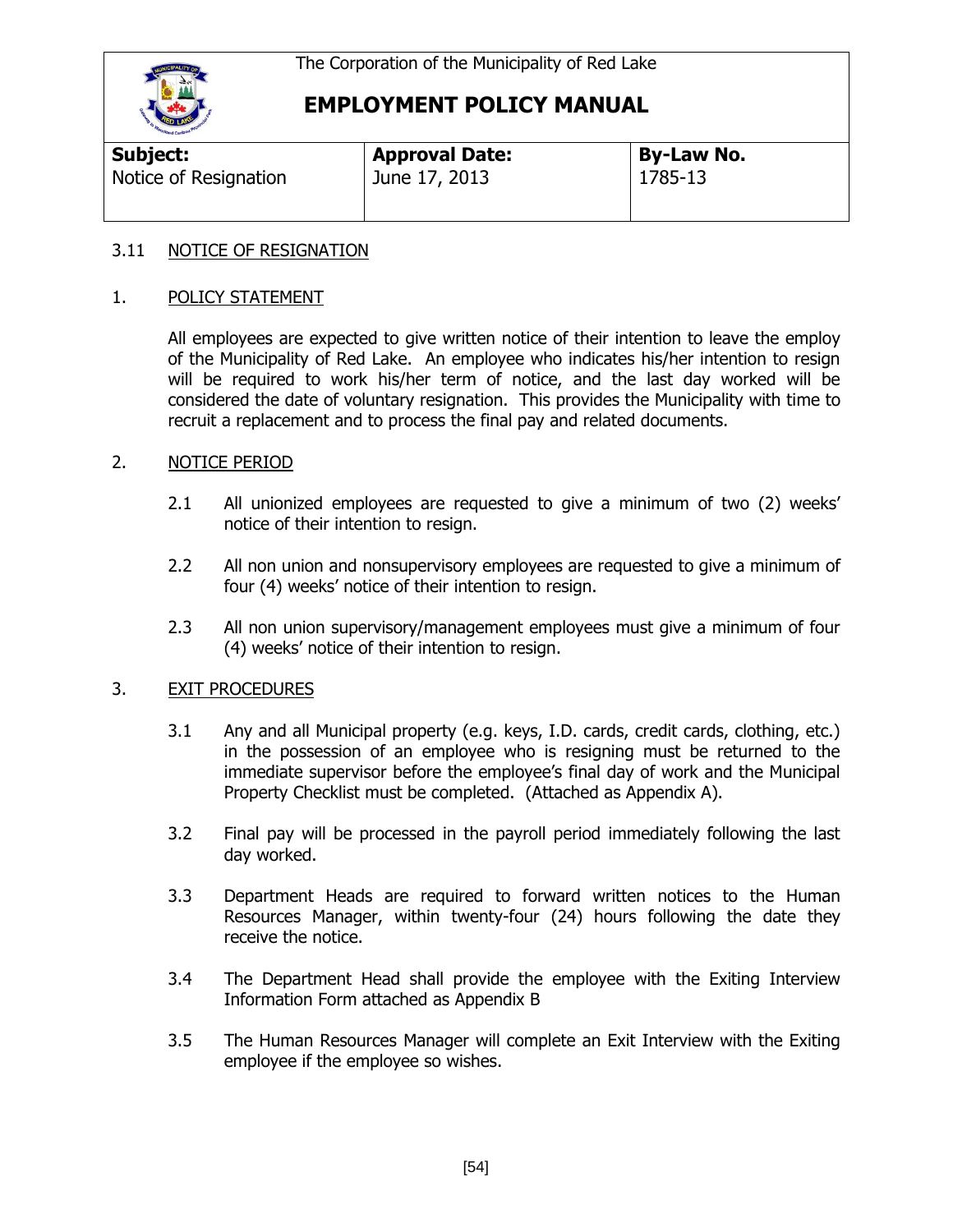The Corporation of the Municipality of Red Lake

# EMPLOYMENT POLICY MANUAL

| **Subject:** | **Approval Date:** | **By-Law No.** |
|---|---|---|
| Notice of Resignation | June 17, 2013 | 1785-13 |

## 3.11 NOTICE OF RESIGNATION

### 1. POLICY STATEMENT

All employees are expected to give written notice of their intention to leave the employ of the Municipality of Red Lake. An employee who indicates his/her intention to resign will be required to work his/her term of notice, and the last day worked will be considered the date of voluntary resignation. This provides the Municipality with time to recruit a replacement and to process the final pay and related documents.

### 2. NOTICE PERIOD

2.1 All unionized employees are requested to give a minimum of two (2) weeks' notice of their intention to resign.

2.2 All non union and nonsupervisory employees are requested to give a minimum of four (4) weeks' notice of their intention to resign.

2.3 All non union supervisory/management employees must give a minimum of four (4) weeks' notice of their intention to resign.

### 3. EXIT PROCEDURES

3.1 Any and all Municipal property (e.g. keys, I.D. cards, credit cards, clothing, etc.) in the possession of an employee who is resigning must be returned to the immediate supervisor before the employee's final day of work and the Municipal Property Checklist must be completed. (Attached as Appendix A).

3.2 Final pay will be processed in the payroll period immediately following the last day worked.

3.3 Department Heads are required to forward written notices to the Human Resources Manager, within twenty-four (24) hours following the date they receive the notice.

3.4 The Department Head shall provide the employee with the Exiting Interview Information Form attached as Appendix B

3.5 The Human Resources Manager will complete an Exit Interview with the Exiting employee if the employee so wishes.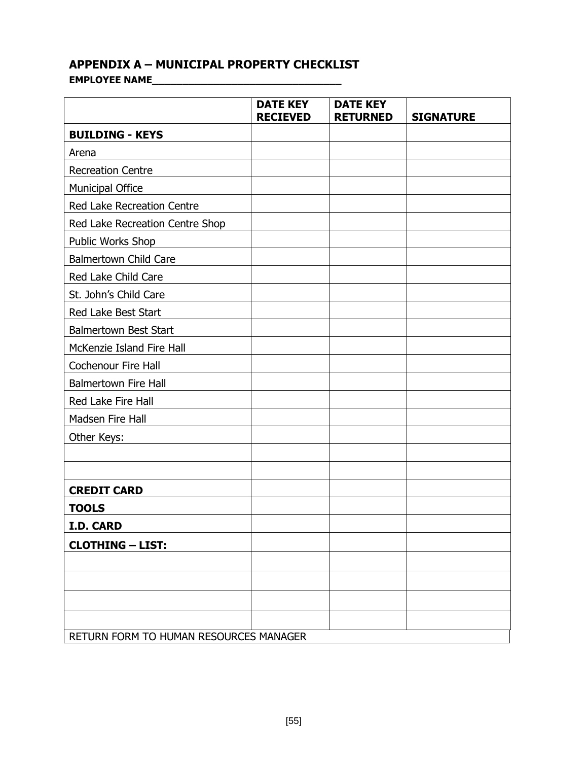## APPENDIX A – MUNICIPAL PROPERTY CHECKLIST

**EMPLOYEE NAME________________________________**

| | DATE KEY RECIEVED | DATE KEY RETURNED | SIGNATURE |
|---|---|---|---|
| **BUILDING - KEYS** | | | |
| Arena | | | |
| Recreation Centre | | | |
| Municipal Office | | | |
| Red Lake Recreation Centre | | | |
| Red Lake Recreation Centre Shop | | | |
| Public Works Shop | | | |
| Balmertown Child Care | | | |
| Red Lake Child Care | | | |
| St. John's Child Care | | | |
| Red Lake Best Start | | | |
| Balmertown Best Start | | | |
| McKenzie Island Fire Hall | | | |
| Cochenour Fire Hall | | | |
| Balmertown Fire Hall | | | |
| Red Lake Fire Hall | | | |
| Madsen Fire Hall | | | |
| Other Keys: | | | |
| | | | |
| | | | |
| **CREDIT CARD** | | | |
| **TOOLS** | | | |
| **I.D. CARD** | | | |
| **CLOTHING – LIST:** | | | |
| | | | |
| | | | |
| | | | |
| | | | |
| RETURN FORM TO HUMAN RESOURCES MANAGER | | | |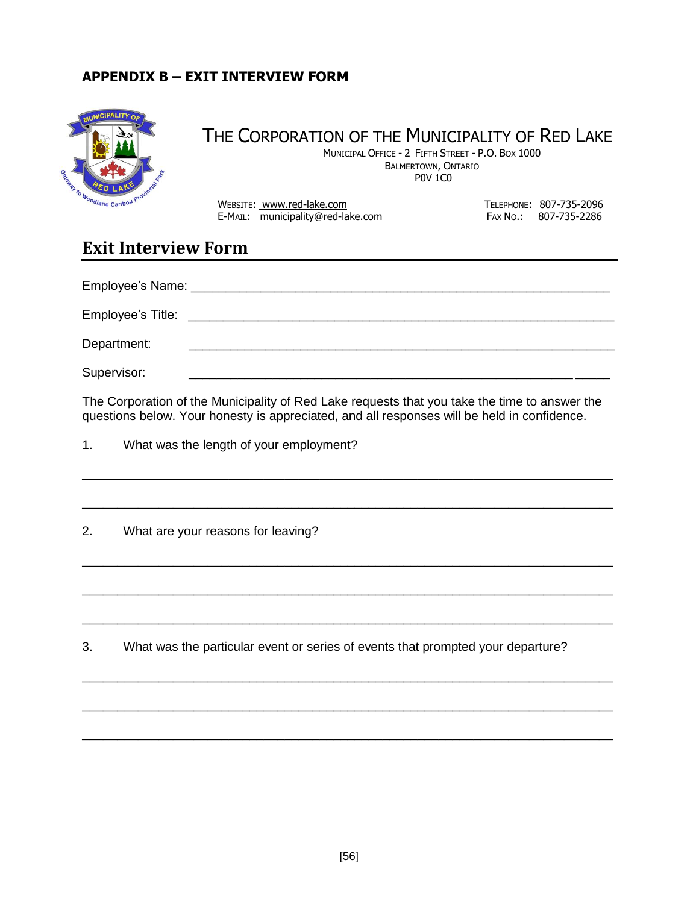## APPENDIX B – EXIT INTERVIEW FORM

THE CORPORATION OF THE MUNICIPALITY OF RED LAKE

MUNICIPAL OFFICE - 2 FIFTH STREET - P.O. BOX 1000
BALMERTOWN, ONTARIO
P0V 1C0

WEBSITE: www.red-lake.com
E-MAIL: municipality@red-lake.com

TELEPHONE: 807-735-2096
FAX NO.: 807-735-2286

# Exit Interview Form

Employee's Name: ____________________________________________________________

Employee's Title: ____________________________________________________________

Department: ____________________________________________________________

Supervisor: ____________________________________________________________

The Corporation of the Municipality of Red Lake requests that you take the time to answer the questions below. Your honesty is appreciated, and all responses will be held in confidence.

1. What was the length of your employment?

______________________________________________________________________________

______________________________________________________________________________

2. What are your reasons for leaving?

______________________________________________________________________________

______________________________________________________________________________

______________________________________________________________________________

3. What was the particular event or series of events that prompted your departure?

______________________________________________________________________________

______________________________________________________________________________

______________________________________________________________________________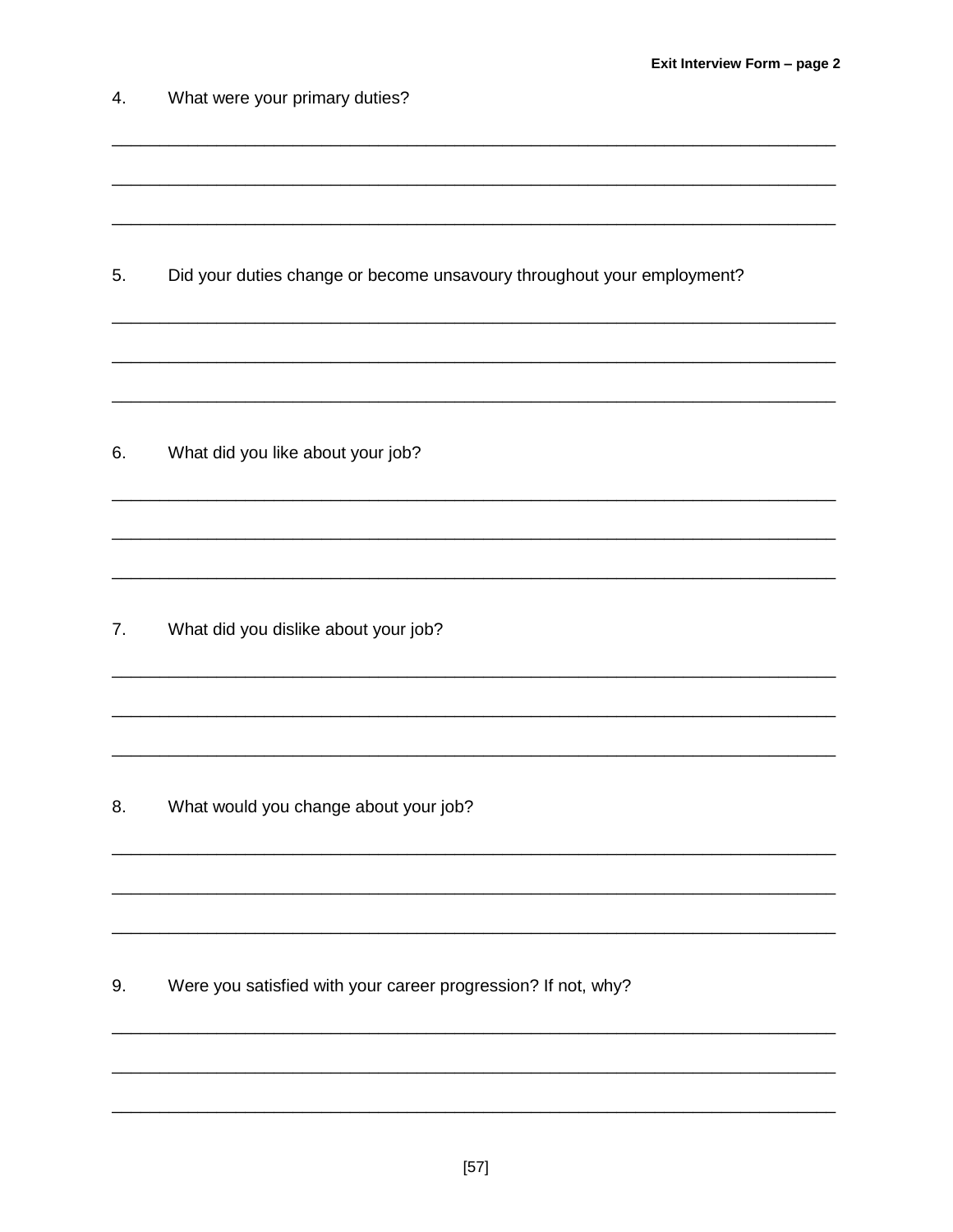4. What were your primary duties?

_______________________________________________________________________________

_______________________________________________________________________________

_______________________________________________________________________________

5. Did your duties change or become unsavoury throughout your employment?

_______________________________________________________________________________

_______________________________________________________________________________

_______________________________________________________________________________

6. What did you like about your job?

_______________________________________________________________________________

_______________________________________________________________________________

_______________________________________________________________________________

7. What did you dislike about your job?

_______________________________________________________________________________

_______________________________________________________________________________

_______________________________________________________________________________

8. What would you change about your job?

_______________________________________________________________________________

_______________________________________________________________________________

_______________________________________________________________________________

9. Were you satisfied with your career progression? If not, why?

_______________________________________________________________________________

_______________________________________________________________________________

_______________________________________________________________________________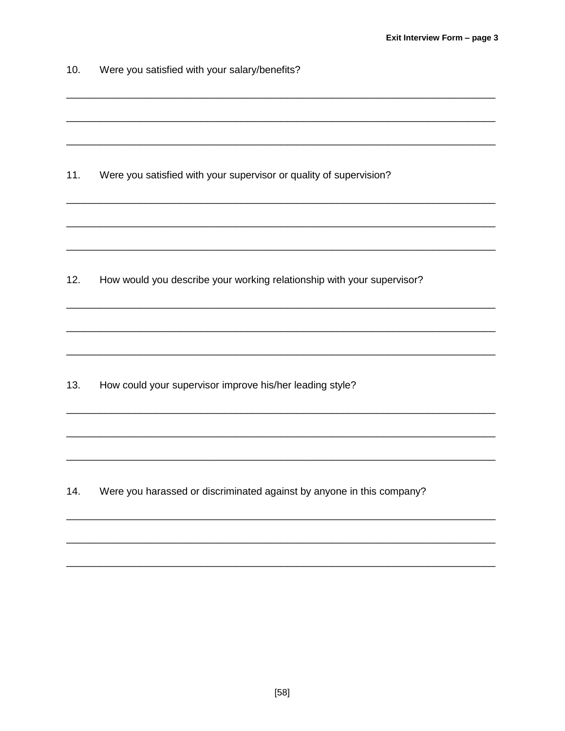10. Were you satisfied with your salary/benefits?

______________________________________________________________________________

______________________________________________________________________________

______________________________________________________________________________

11. Were you satisfied with your supervisor or quality of supervision?

______________________________________________________________________________

______________________________________________________________________________

______________________________________________________________________________

12. How would you describe your working relationship with your supervisor?

______________________________________________________________________________

______________________________________________________________________________

______________________________________________________________________________

13. How could your supervisor improve his/her leading style?

______________________________________________________________________________

______________________________________________________________________________

______________________________________________________________________________

14. Were you harassed or discriminated against by anyone in this company?

______________________________________________________________________________

______________________________________________________________________________

______________________________________________________________________________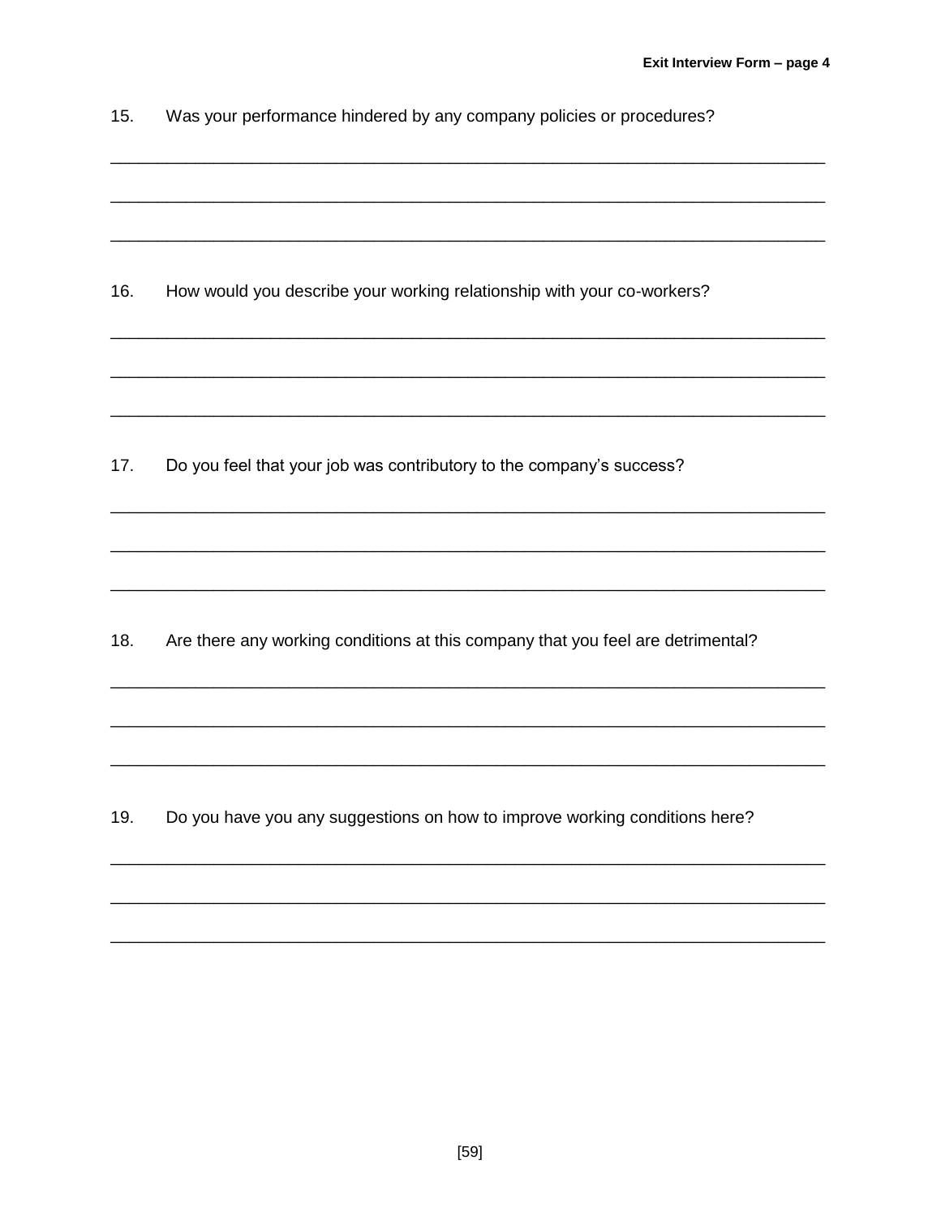15. Was your performance hindered by any company policies or procedures?

_____________________________________________________________________________

_____________________________________________________________________________

_____________________________________________________________________________

16. How would you describe your working relationship with your co-workers?

_____________________________________________________________________________

_____________________________________________________________________________

_____________________________________________________________________________

17. Do you feel that your job was contributory to the company's success?

_____________________________________________________________________________

_____________________________________________________________________________

_____________________________________________________________________________

18. Are there any working conditions at this company that you feel are detrimental?

_____________________________________________________________________________

_____________________________________________________________________________

_____________________________________________________________________________

19. Do you have you any suggestions on how to improve working conditions here?

_____________________________________________________________________________

_____________________________________________________________________________

_____________________________________________________________________________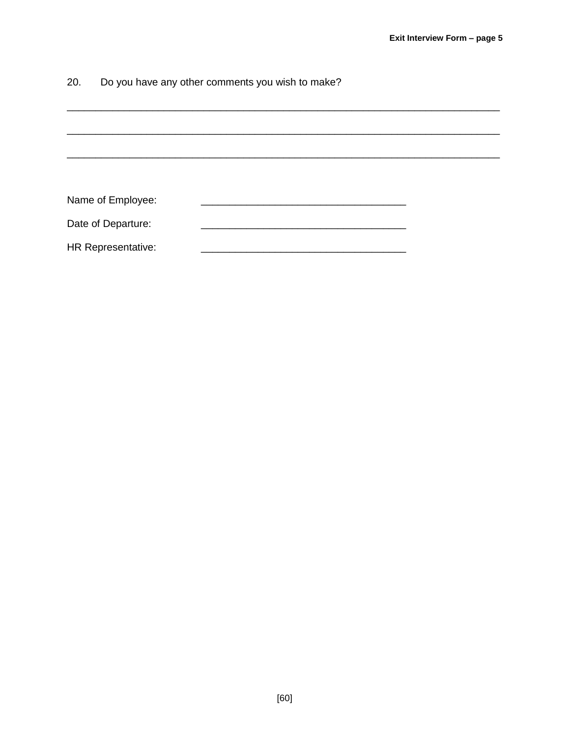20. Do you have any other comments you wish to make?

________________________________________________________________________________

________________________________________________________________________________

________________________________________________________________________________

Name of Employee: ______________________________________

Date of Departure: ______________________________________

HR Representative: ______________________________________